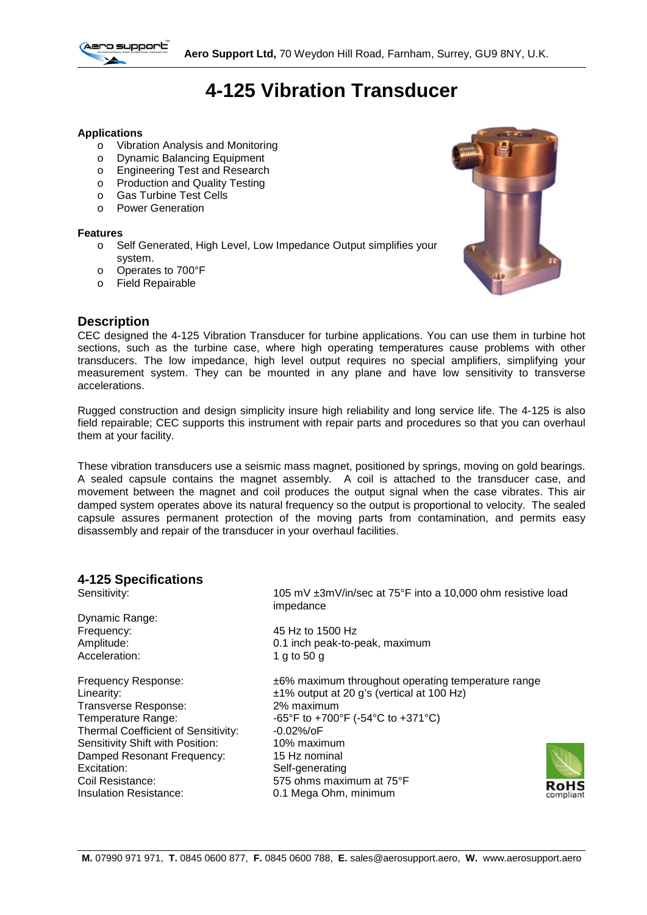# 4-125 Vibration Transducer

**Applications**

- Vibration Analysis and Monitoring
- Dynamic Balancing Equipment
- Engineering Test and Research
- Production and Quality Testing
- Gas Turbine Test Cells
- Power Generation

**Features**

- Self Generated, High Level, Low Impedance Output simplifies your system.
- Operates to 700°F
- Field Repairable

## Description

CEC designed the 4-125 Vibration Transducer for turbine applications. You can use them in turbine hot sections, such as the turbine case, where high operating temperatures cause problems with other transducers. The low impedance, high level output requires no special amplifiers, simplifying your measurement system. They can be mounted in any plane and have low sensitivity to transverse accelerations.

Rugged construction and design simplicity insure high reliability and long service life. The 4-125 is also field repairable; CEC supports this instrument with repair parts and procedures so that you can overhaul them at your facility.

These vibration transducers use a seismic mass magnet, positioned by springs, moving on gold bearings. A sealed capsule contains the magnet assembly. A coil is attached to the transducer case, and movement between the magnet and coil produces the output signal when the case vibrates. This air damped system operates above its natural frequency so the output is proportional to velocity. The sealed capsule assures permanent protection of the moving parts from contamination, and permits easy disassembly and repair of the transducer in your overhaul facilities.

## 4-125 Specifications

| | |
|---|---|
| Sensitivity: | 105 mV ±3mV/in/sec at 75°F into a 10,000 ohm resistive load impedance |
| Dynamic Range: | |
| Frequency: | 45 Hz to 1500 Hz |
| Amplitude: | 0.1 inch peak-to-peak, maximum |
| Acceleration: | 1 g to 50 g |
| Frequency Response: | ±6% maximum throughout operating temperature range |
| Linearity: | ±1% output at 20 g's (vertical at 100 Hz) |
| Transverse Response: | 2% maximum |
| Temperature Range: | -65°F to +700°F (-54°C to +371°C) |
| Thermal Coefficient of Sensitivity: | -0.02%/oF |
| Sensitivity Shift with Position: | 10% maximum |
| Damped Resonant Frequency: | 15 Hz nominal |
| Excitation: | Self-generating |
| Coil Resistance: | 575 ohms maximum at 75°F |
| Insulation Resistance: | 0.1 Mega Ohm, minimum |

RoHS compliant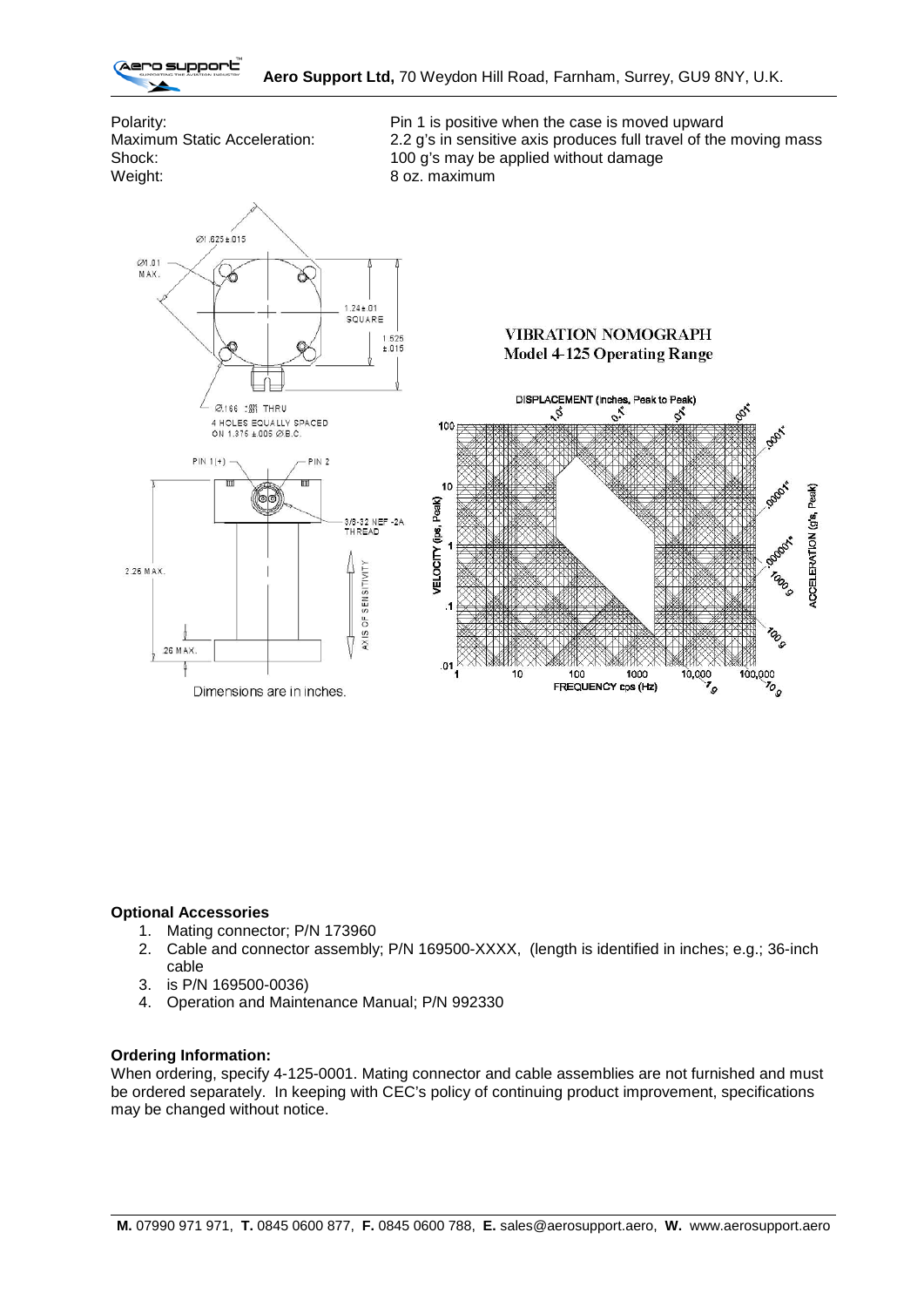Polarity: Pin 1 is positive when the case is moved upward

Maximum Static Acceleration: 2.2 g's in sensitive axis produces full travel of the moving mass

Shock: 100 g's may be applied without damage

Weight: 8 oz. maximum

Ø1.625±.015

Ø1.01 MAX.

1.24±.01 SQUARE

1.525 ±.015

Ø.166 THRU
4 HOLES EQUALLY SPACED
ON 1.375 ±.005 ØB.C.

PIN 1(+)

PIN 2

3/8-32 NEF -2A THREAD

AXIS OF SENSITIVITY

2.26 MAX.

.26 MAX.

Dimensions are in inches.

VIBRATION NOMOGRAPH
Model 4-125 Operating Range

DISPLACEMENT (inches, Peak to Peak)

1.0"
0.1"
.01"
.001"
.0001"
.00001"
.000001"

VELOCITY (ips, Peak)

100
10
1
.1
.01

FREQUENCY cps (Hz)

1
10
100
1000
10,000
100,000

ACCELERATION (g's, Peak)

1000 g
100 g
1 g
10 g

### Optional Accessories

1. Mating connector; P/N 173960
2. Cable and connector assembly; P/N 169500-XXXX, (length is identified in inches; e.g.; 36-inch cable
3. is P/N 169500-0036)
4. Operation and Maintenance Manual; P/N 992330

### Ordering Information:

When ordering, specify 4-125-0001. Mating connector and cable assemblies are not furnished and must be ordered separately. In keeping with CEC's policy of continuing product improvement, specifications may be changed without notice.